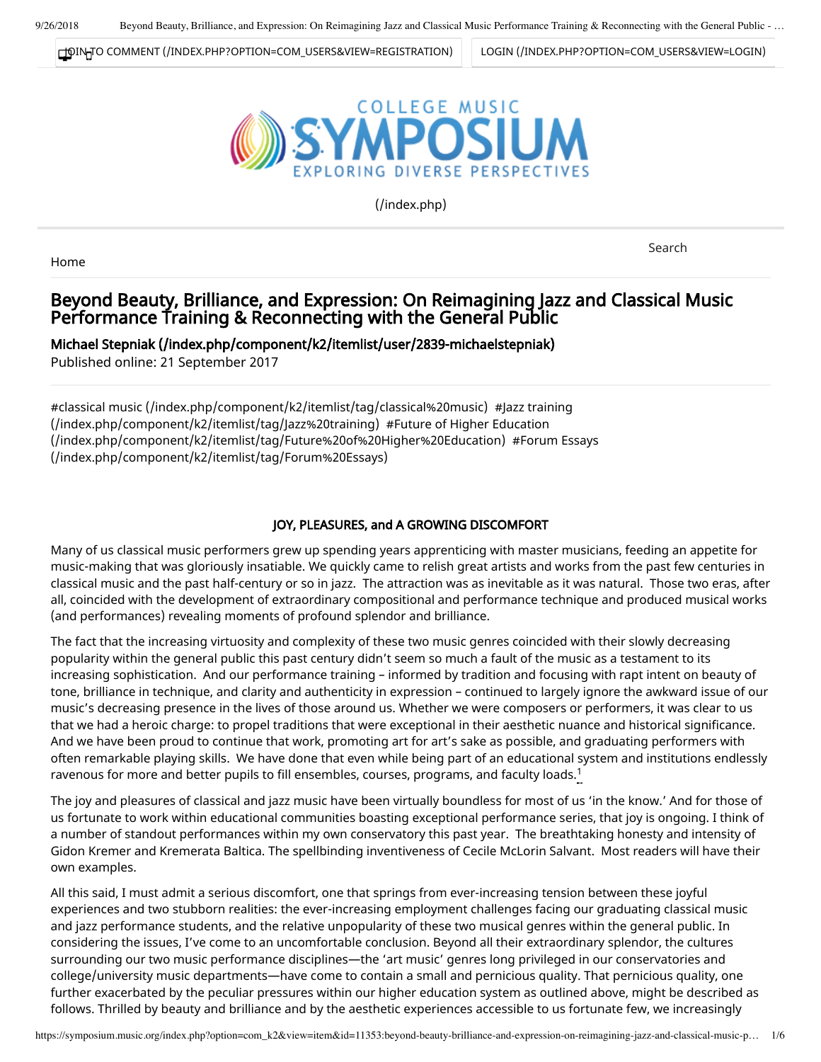# Beyond Beauty, Brilliance, and Expression: On Reimagining Jazz and Classical Music Performance Training & Reconnecting with the General Public

**Michael Stepniak (/index.php/component/k2/itemlist/user/2839-michaelstepniak)**
Published online: 21 September 2017

#classical music (/index.php/component/k2/itemlist/tag/classical%20music) #Jazz training (/index.php/component/k2/itemlist/tag/Jazz%20training) #Future of Higher Education (/index.php/component/k2/itemlist/tag/Future%20of%20Higher%20Education) #Forum Essays (/index.php/component/k2/itemlist/tag/Forum%20Essays)

## JOY, PLEASURES, and A GROWING DISCOMFORT

Many of us classical music performers grew up spending years apprenticing with master musicians, feeding an appetite for music-making that was gloriously insatiable. We quickly came to relish great artists and works from the past few centuries in classical music and the past half-century or so in jazz. The attraction was as inevitable as it was natural. Those two eras, after all, coincided with the development of extraordinary compositional and performance technique and produced musical works (and performances) revealing moments of profound splendor and brilliance.

The fact that the increasing virtuosity and complexity of these two music genres coincided with their slowly decreasing popularity within the general public this past century didn't seem so much a fault of the music as a testament to its increasing sophistication. And our performance training – informed by tradition and focusing with rapt intent on beauty of tone, brilliance in technique, and clarity and authenticity in expression – continued to largely ignore the awkward issue of our music's decreasing presence in the lives of those around us. Whether we were composers or performers, it was clear to us that we had a heroic charge: to propel traditions that were exceptional in their aesthetic nuance and historical significance. And we have been proud to continue that work, promoting art for art's sake as possible, and graduating performers with often remarkable playing skills. We have done that even while being part of an educational system and institutions endlessly ravenous for more and better pupils to fill ensembles, courses, programs, and faculty loads.[1]

The joy and pleasures of classical and jazz music have been virtually boundless for most of us 'in the know.' And for those of us fortunate to work within educational communities boasting exceptional performance series, that joy is ongoing. I think of a number of standout performances within my own conservatory this past year. The breathtaking honesty and intensity of Gidon Kremer and Kremerata Baltica. The spellbinding inventiveness of Cecile McLorin Salvant. Most readers will have their own examples.

All this said, I must admit a serious discomfort, one that springs from ever-increasing tension between these joyful experiences and two stubborn realities: the ever-increasing employment challenges facing our graduating classical music and jazz performance students, and the relative unpopularity of these two musical genres within the general public. In considering the issues, I've come to an uncomfortable conclusion. Beyond all their extraordinary splendor, the cultures surrounding our two music performance disciplines—the 'art music' genres long privileged in our conservatories and college/university music departments—have come to contain a small and pernicious quality. That pernicious quality, one further exacerbated by the peculiar pressures within our higher education system as outlined above, might be described as follows. Thrilled by beauty and brilliance and by the aesthetic experiences accessible to us fortunate few, we increasingly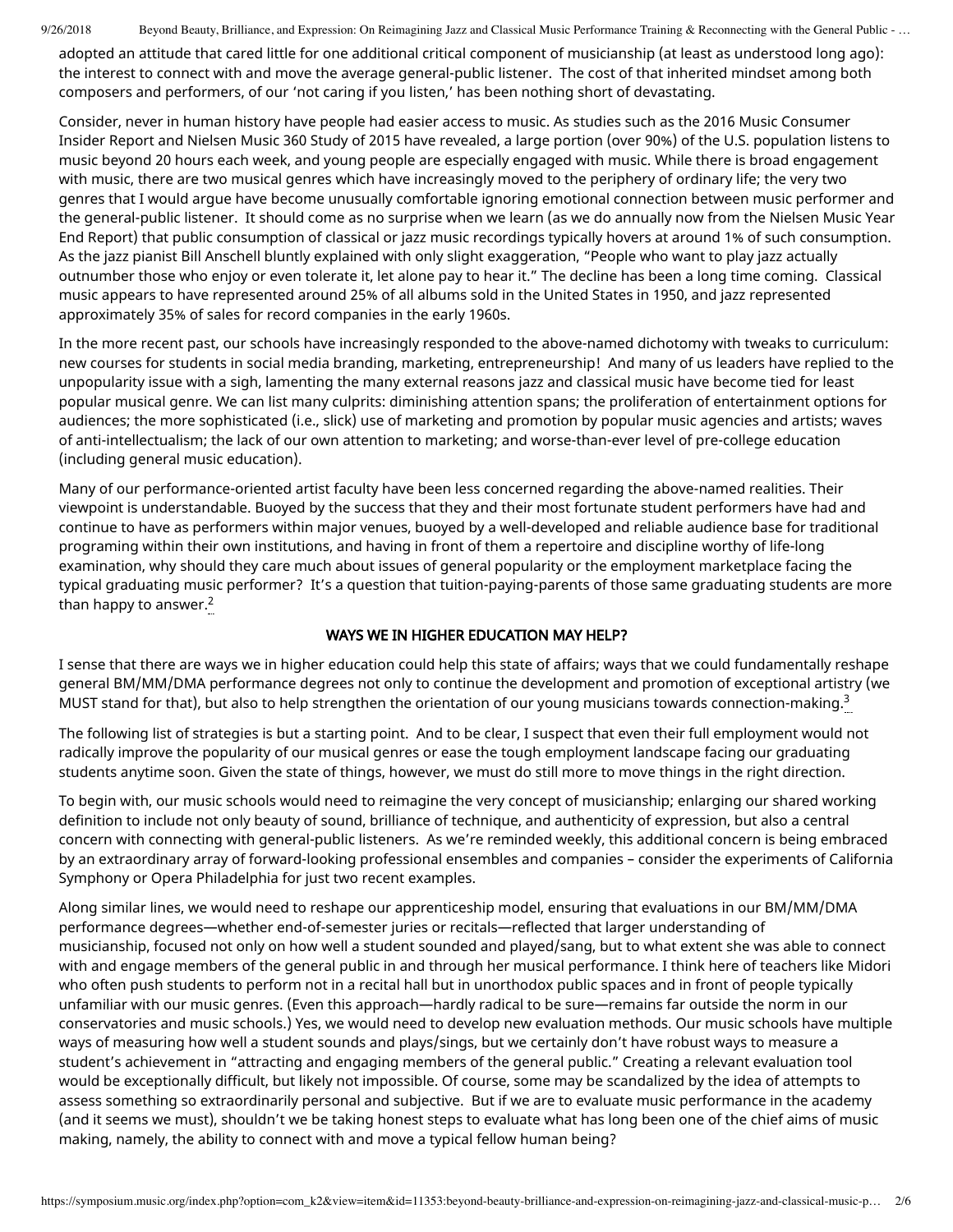adopted an attitude that cared little for one additional critical component of musicianship (at least as understood long ago): the interest to connect with and move the average general-public listener. The cost of that inherited mindset among both composers and performers, of our 'not caring if you listen,' has been nothing short of devastating.

Consider, never in human history have people had easier access to music. As studies such as the 2016 Music Consumer Insider Report and Nielsen Music 360 Study of 2015 have revealed, a large portion (over 90%) of the U.S. population listens to music beyond 20 hours each week, and young people are especially engaged with music. While there is broad engagement with music, there are two musical genres which have increasingly moved to the periphery of ordinary life; the very two genres that I would argue have become unusually comfortable ignoring emotional connection between music performer and the general-public listener. It should come as no surprise when we learn (as we do annually now from the Nielsen Music Year End Report) that public consumption of classical or jazz music recordings typically hovers at around 1% of such consumption. As the jazz pianist Bill Anschell bluntly explained with only slight exaggeration, "People who want to play jazz actually outnumber those who enjoy or even tolerate it, let alone pay to hear it." The decline has been a long time coming. Classical music appears to have represented around 25% of all albums sold in the United States in 1950, and jazz represented approximately 35% of sales for record companies in the early 1960s.

In the more recent past, our schools have increasingly responded to the above-named dichotomy with tweaks to curriculum: new courses for students in social media branding, marketing, entrepreneurship! And many of us leaders have replied to the unpopularity issue with a sigh, lamenting the many external reasons jazz and classical music have become tied for least popular musical genre. We can list many culprits: diminishing attention spans; the proliferation of entertainment options for audiences; the more sophisticated (i.e., slick) use of marketing and promotion by popular music agencies and artists; waves of anti-intellectualism; the lack of our own attention to marketing; and worse-than-ever level of pre-college education (including general music education).

Many of our performance-oriented artist faculty have been less concerned regarding the above-named realities. Their viewpoint is understandable. Buoyed by the success that they and their most fortunate student performers have had and continue to have as performers within major venues, buoyed by a well-developed and reliable audience base for traditional programing within their own institutions, and having in front of them a repertoire and discipline worthy of life-long examination, why should they care much about issues of general popularity or the employment marketplace facing the typical graduating music performer? It's a question that tuition-paying-parents of those same graduating students are more than happy to answer.[2]

## WAYS WE IN HIGHER EDUCATION MAY HELP?

I sense that there are ways we in higher education could help this state of affairs; ways that we could fundamentally reshape general BM/MM/DMA performance degrees not only to continue the development and promotion of exceptional artistry (we MUST stand for that), but also to help strengthen the orientation of our young musicians towards connection-making.[3]

The following list of strategies is but a starting point. And to be clear, I suspect that even their full employment would not radically improve the popularity of our musical genres or ease the tough employment landscape facing our graduating students anytime soon. Given the state of things, however, we must do still more to move things in the right direction.

To begin with, our music schools would need to reimagine the very concept of musicianship; enlarging our shared working definition to include not only beauty of sound, brilliance of technique, and authenticity of expression, but also a central concern with connecting with general-public listeners. As we're reminded weekly, this additional concern is being embraced by an extraordinary array of forward-looking professional ensembles and companies – consider the experiments of California Symphony or Opera Philadelphia for just two recent examples.

Along similar lines, we would need to reshape our apprenticeship model, ensuring that evaluations in our BM/MM/DMA performance degrees—whether end-of-semester juries or recitals—reflected that larger understanding of musicianship, focused not only on how well a student sounded and played/sang, but to what extent she was able to connect with and engage members of the general public in and through her musical performance. I think here of teachers like Midori who often push students to perform not in a recital hall but in unorthodox public spaces and in front of people typically unfamiliar with our music genres. (Even this approach—hardly radical to be sure—remains far outside the norm in our conservatories and music schools.) Yes, we would need to develop new evaluation methods. Our music schools have multiple ways of measuring how well a student sounds and plays/sings, but we certainly don't have robust ways to measure a student's achievement in "attracting and engaging members of the general public." Creating a relevant evaluation tool would be exceptionally difficult, but likely not impossible. Of course, some may be scandalized by the idea of attempts to assess something so extraordinarily personal and subjective. But if we are to evaluate music performance in the academy (and it seems we must), shouldn't we be taking honest steps to evaluate what has long been one of the chief aims of music making, namely, the ability to connect with and move a typical fellow human being?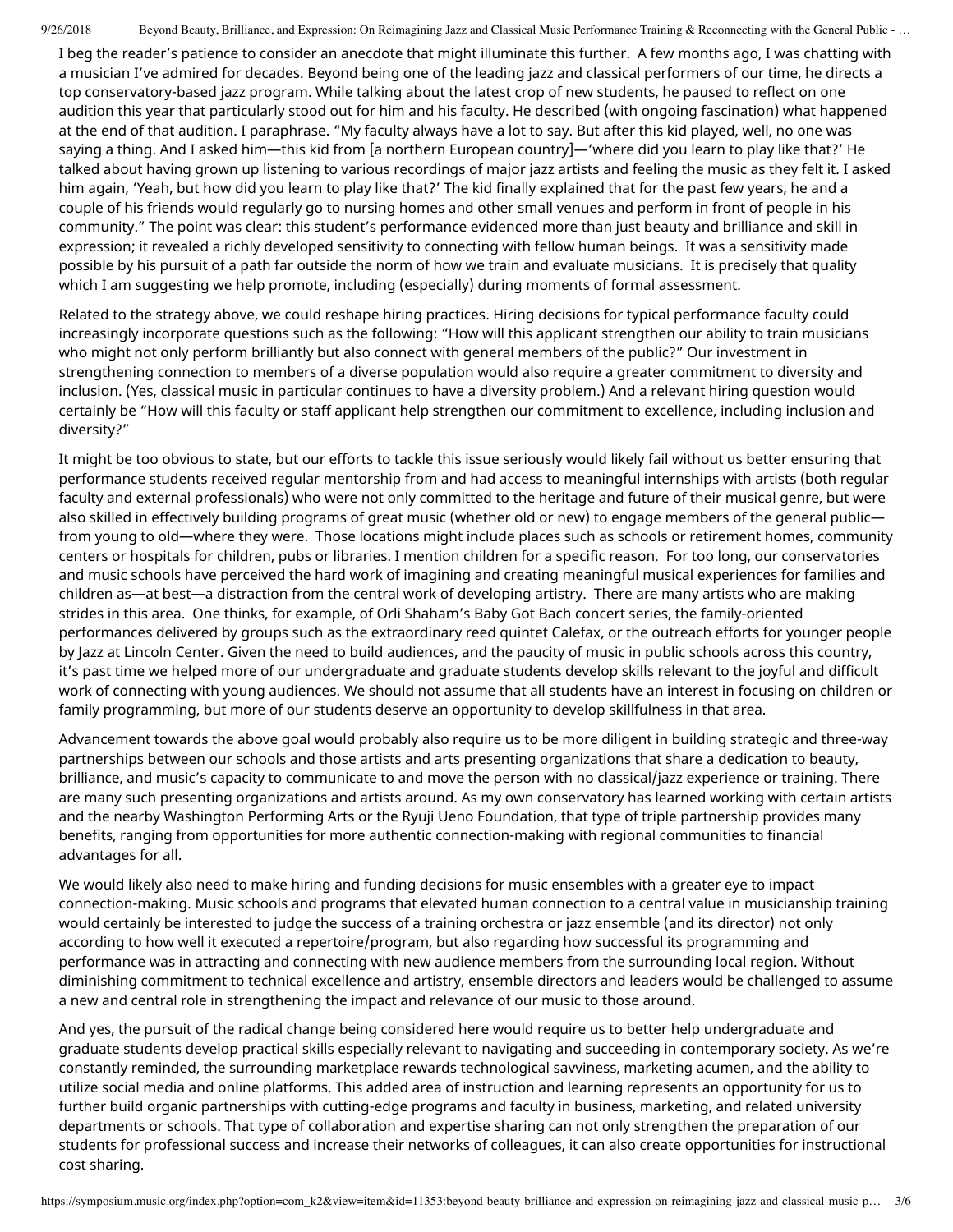I beg the reader's patience to consider an anecdote that might illuminate this further. A few months ago, I was chatting with a musician I've admired for decades. Beyond being one of the leading jazz and classical performers of our time, he directs a top conservatory-based jazz program. While talking about the latest crop of new students, he paused to reflect on one audition this year that particularly stood out for him and his faculty. He described (with ongoing fascination) what happened at the end of that audition. I paraphrase. "My faculty always have a lot to say. But after this kid played, well, no one was saying a thing. And I asked him—this kid from [a northern European country]—'where did you learn to play like that?' He talked about having grown up listening to various recordings of major jazz artists and feeling the music as they felt it. I asked him again, 'Yeah, but how did you learn to play like that?' The kid finally explained that for the past few years, he and a couple of his friends would regularly go to nursing homes and other small venues and perform in front of people in his community." The point was clear: this student's performance evidenced more than just beauty and brilliance and skill in expression; it revealed a richly developed sensitivity to connecting with fellow human beings. It was a sensitivity made possible by his pursuit of a path far outside the norm of how we train and evaluate musicians. It is precisely that quality which I am suggesting we help promote, including (especially) during moments of formal assessment.

Related to the strategy above, we could reshape hiring practices. Hiring decisions for typical performance faculty could increasingly incorporate questions such as the following: "How will this applicant strengthen our ability to train musicians who might not only perform brilliantly but also connect with general members of the public?" Our investment in strengthening connection to members of a diverse population would also require a greater commitment to diversity and inclusion. (Yes, classical music in particular continues to have a diversity problem.) And a relevant hiring question would certainly be "How will this faculty or staff applicant help strengthen our commitment to excellence, including inclusion and diversity?"

It might be too obvious to state, but our efforts to tackle this issue seriously would likely fail without us better ensuring that performance students received regular mentorship from and had access to meaningful internships with artists (both regular faculty and external professionals) who were not only committed to the heritage and future of their musical genre, but were also skilled in effectively building programs of great music (whether old or new) to engage members of the general public—from young to old—where they were. Those locations might include places such as schools or retirement homes, community centers or hospitals for children, pubs or libraries. I mention children for a specific reason. For too long, our conservatories and music schools have perceived the hard work of imagining and creating meaningful musical experiences for families and children as—at best—a distraction from the central work of developing artistry. There are many artists who are making strides in this area. One thinks, for example, of Orli Shaham's Baby Got Bach concert series, the family-oriented performances delivered by groups such as the extraordinary reed quintet Calefax, or the outreach efforts for younger people by Jazz at Lincoln Center. Given the need to build audiences, and the paucity of music in public schools across this country, it's past time we helped more of our undergraduate and graduate students develop skills relevant to the joyful and difficult work of connecting with young audiences. We should not assume that all students have an interest in focusing on children or family programming, but more of our students deserve an opportunity to develop skillfulness in that area.

Advancement towards the above goal would probably also require us to be more diligent in building strategic and three-way partnerships between our schools and those artists and arts presenting organizations that share a dedication to beauty, brilliance, and music's capacity to communicate to and move the person with no classical/jazz experience or training. There are many such presenting organizations and artists around. As my own conservatory has learned working with certain artists and the nearby Washington Performing Arts or the Ryuji Ueno Foundation, that type of triple partnership provides many benefits, ranging from opportunities for more authentic connection-making with regional communities to financial advantages for all.

We would likely also need to make hiring and funding decisions for music ensembles with a greater eye to impact connection-making. Music schools and programs that elevated human connection to a central value in musicianship training would certainly be interested to judge the success of a training orchestra or jazz ensemble (and its director) not only according to how well it executed a repertoire/program, but also regarding how successful its programming and performance was in attracting and connecting with new audience members from the surrounding local region. Without diminishing commitment to technical excellence and artistry, ensemble directors and leaders would be challenged to assume a new and central role in strengthening the impact and relevance of our music to those around.

And yes, the pursuit of the radical change being considered here would require us to better help undergraduate and graduate students develop practical skills especially relevant to navigating and succeeding in contemporary society. As we're constantly reminded, the surrounding marketplace rewards technological savviness, marketing acumen, and the ability to utilize social media and online platforms. This added area of instruction and learning represents an opportunity for us to further build organic partnerships with cutting-edge programs and faculty in business, marketing, and related university departments or schools. That type of collaboration and expertise sharing can not only strengthen the preparation of our students for professional success and increase their networks of colleagues, it can also create opportunities for instructional cost sharing.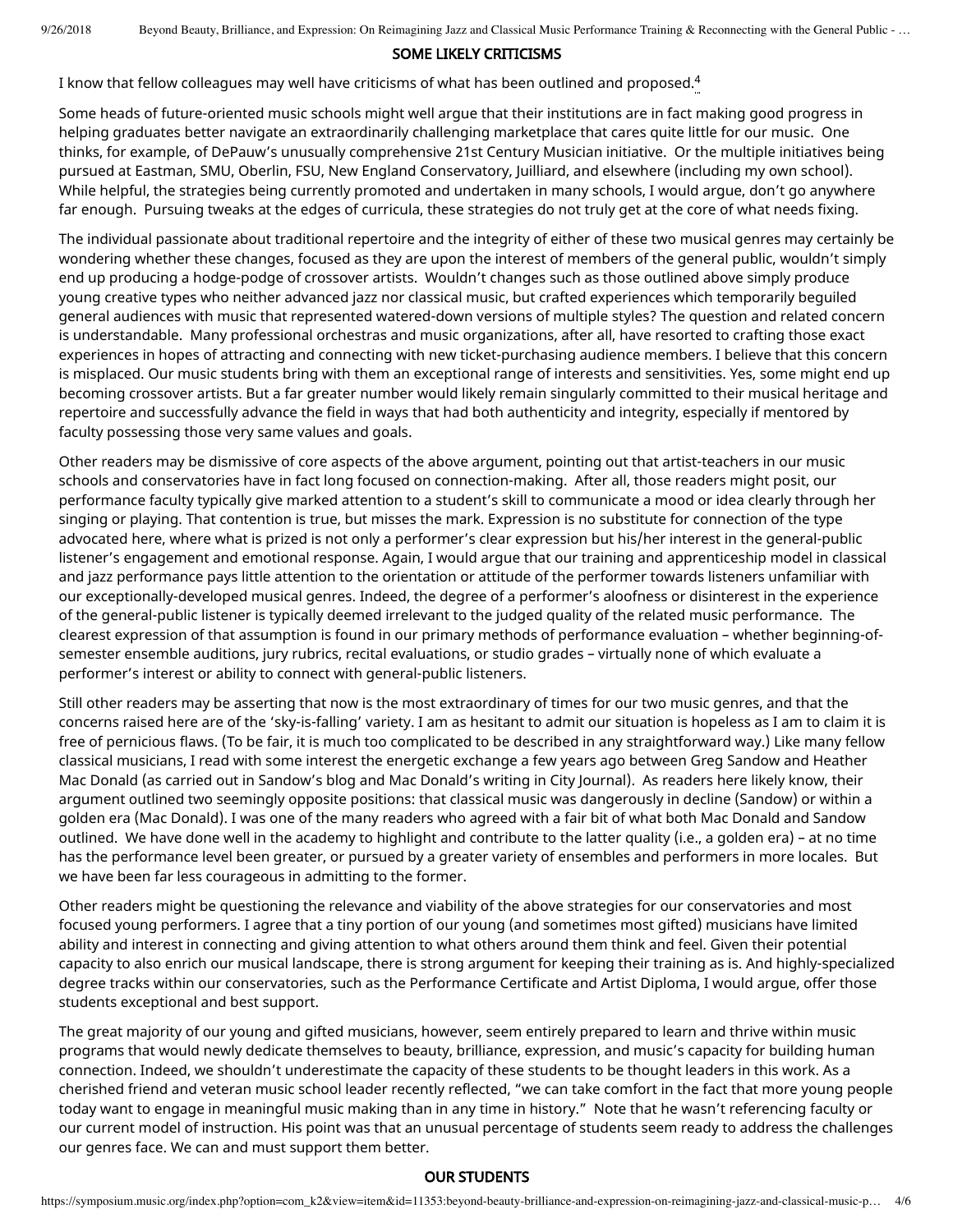## SOME LIKELY CRITICISMS

I know that fellow colleagues may well have criticisms of what has been outlined and proposed.[4]

Some heads of future-oriented music schools might well argue that their institutions are in fact making good progress in helping graduates better navigate an extraordinarily challenging marketplace that cares quite little for our music. One thinks, for example, of DePauw's unusually comprehensive 21st Century Musician initiative. Or the multiple initiatives being pursued at Eastman, SMU, Oberlin, FSU, New England Conservatory, Juilliard, and elsewhere (including my own school). While helpful, the strategies being currently promoted and undertaken in many schools, I would argue, don't go anywhere far enough. Pursuing tweaks at the edges of curricula, these strategies do not truly get at the core of what needs fixing.

The individual passionate about traditional repertoire and the integrity of either of these two musical genres may certainly be wondering whether these changes, focused as they are upon the interest of members of the general public, wouldn't simply end up producing a hodge-podge of crossover artists. Wouldn't changes such as those outlined above simply produce young creative types who neither advanced jazz nor classical music, but crafted experiences which temporarily beguiled general audiences with music that represented watered-down versions of multiple styles? The question and related concern is understandable. Many professional orchestras and music organizations, after all, have resorted to crafting those exact experiences in hopes of attracting and connecting with new ticket-purchasing audience members. I believe that this concern is misplaced. Our music students bring with them an exceptional range of interests and sensitivities. Yes, some might end up becoming crossover artists. But a far greater number would likely remain singularly committed to their musical heritage and repertoire and successfully advance the field in ways that had both authenticity and integrity, especially if mentored by faculty possessing those very same values and goals.

Other readers may be dismissive of core aspects of the above argument, pointing out that artist-teachers in our music schools and conservatories have in fact long focused on connection-making. After all, those readers might posit, our performance faculty typically give marked attention to a student's skill to communicate a mood or idea clearly through her singing or playing. That contention is true, but misses the mark. Expression is no substitute for connection of the type advocated here, where what is prized is not only a performer's clear expression but his/her interest in the general-public listener's engagement and emotional response. Again, I would argue that our training and apprenticeship model in classical and jazz performance pays little attention to the orientation or attitude of the performer towards listeners unfamiliar with our exceptionally-developed musical genres. Indeed, the degree of a performer's aloofness or disinterest in the experience of the general-public listener is typically deemed irrelevant to the judged quality of the related music performance. The clearest expression of that assumption is found in our primary methods of performance evaluation – whether beginning-of-semester ensemble auditions, jury rubrics, recital evaluations, or studio grades – virtually none of which evaluate a performer's interest or ability to connect with general-public listeners.

Still other readers may be asserting that now is the most extraordinary of times for our two music genres, and that the concerns raised here are of the 'sky-is-falling' variety. I am as hesitant to admit our situation is hopeless as I am to claim it is free of pernicious flaws. (To be fair, it is much too complicated to be described in any straightforward way.) Like many fellow classical musicians, I read with some interest the energetic exchange a few years ago between Greg Sandow and Heather Mac Donald (as carried out in Sandow's blog and Mac Donald's writing in City Journal). As readers here likely know, their argument outlined two seemingly opposite positions: that classical music was dangerously in decline (Sandow) or within a golden era (Mac Donald). I was one of the many readers who agreed with a fair bit of what both Mac Donald and Sandow outlined. We have done well in the academy to highlight and contribute to the latter quality (i.e., a golden era) – at no time has the performance level been greater, or pursued by a greater variety of ensembles and performers in more locales. But we have been far less courageous in admitting to the former.

Other readers might be questioning the relevance and viability of the above strategies for our conservatories and most focused young performers. I agree that a tiny portion of our young (and sometimes most gifted) musicians have limited ability and interest in connecting and giving attention to what others around them think and feel. Given their potential capacity to also enrich our musical landscape, there is strong argument for keeping their training as is. And highly-specialized degree tracks within our conservatories, such as the Performance Certificate and Artist Diploma, I would argue, offer those students exceptional and best support.

The great majority of our young and gifted musicians, however, seem entirely prepared to learn and thrive within music programs that would newly dedicate themselves to beauty, brilliance, expression, and music's capacity for building human connection. Indeed, we shouldn't underestimate the capacity of these students to be thought leaders in this work. As a cherished friend and veteran music school leader recently reflected, "we can take comfort in the fact that more young people today want to engage in meaningful music making than in any time in history." Note that he wasn't referencing faculty or our current model of instruction. His point was that an unusual percentage of students seem ready to address the challenges our genres face. We can and must support them better.

## OUR STUDENTS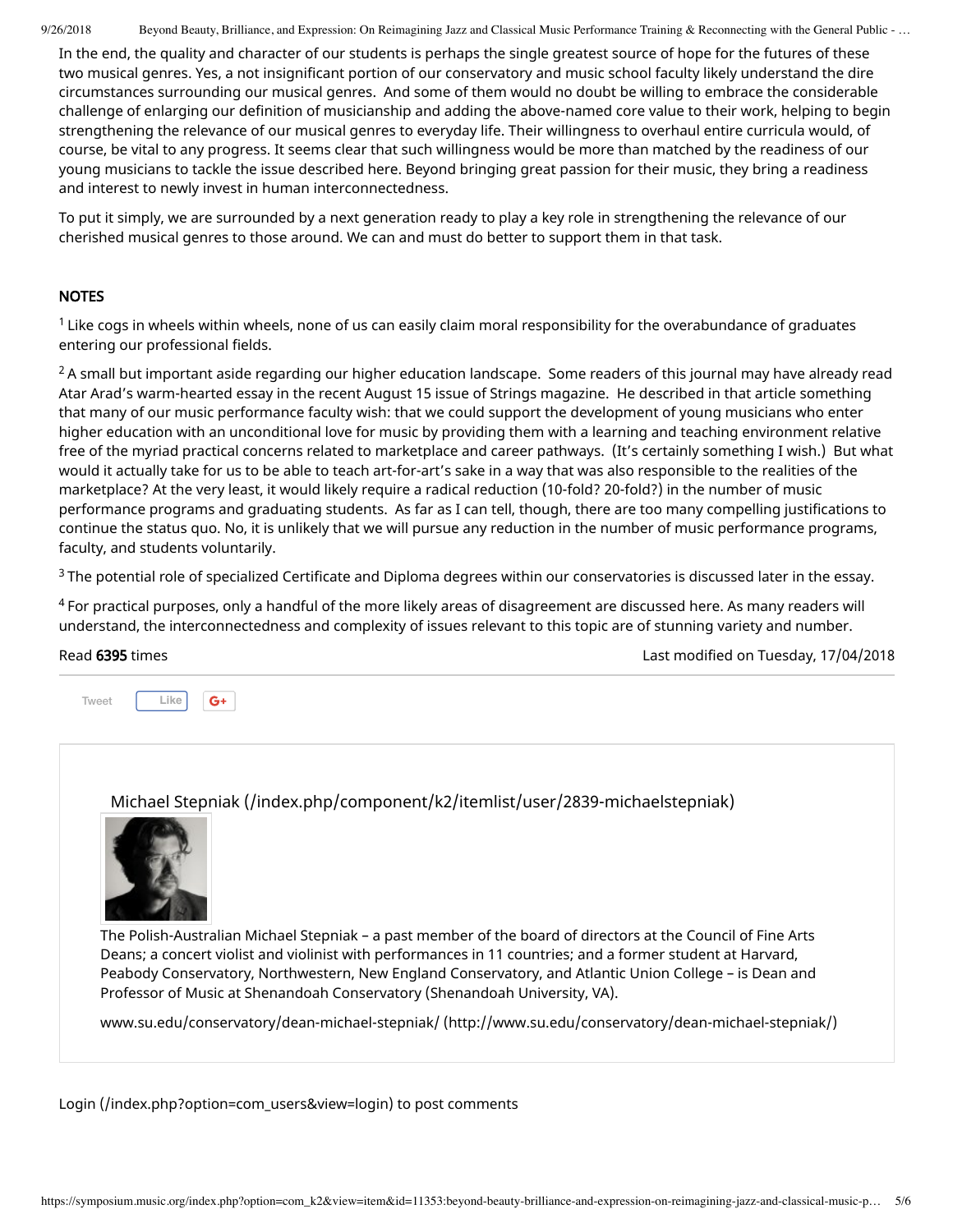In the end, the quality and character of our students is perhaps the single greatest source of hope for the futures of these two musical genres. Yes, a not insignificant portion of our conservatory and music school faculty likely understand the dire circumstances surrounding our musical genres. And some of them would no doubt be willing to embrace the considerable challenge of enlarging our definition of musicianship and adding the above-named core value to their work, helping to begin strengthening the relevance of our musical genres to everyday life. Their willingness to overhaul entire curricula would, of course, be vital to any progress. It seems clear that such willingness would be more than matched by the readiness of our young musicians to tackle the issue described here. Beyond bringing great passion for their music, they bring a readiness and interest to newly invest in human interconnectedness.

To put it simply, we are surrounded by a next generation ready to play a key role in strengthening the relevance of our cherished musical genres to those around. We can and must do better to support them in that task.

## NOTES

[1] Like cogs in wheels within wheels, none of us can easily claim moral responsibility for the overabundance of graduates entering our professional fields.

[2] A small but important aside regarding our higher education landscape. Some readers of this journal may have already read Atar Arad's warm-hearted essay in the recent August 15 issue of Strings magazine. He described in that article something that many of our music performance faculty wish: that we could support the development of young musicians who enter higher education with an unconditional love for music by providing them with a learning and teaching environment relative free of the myriad practical concerns related to marketplace and career pathways. (It's certainly something I wish.) But what would it actually take for us to be able to teach art-for-art's sake in a way that was also responsible to the realities of the marketplace? At the very least, it would likely require a radical reduction (10-fold? 20-fold?) in the number of music performance programs and graduating students. As far as I can tell, though, there are too many compelling justifications to continue the status quo. No, it is unlikely that we will pursue any reduction in the number of music performance programs, faculty, and students voluntarily.

[3] The potential role of specialized Certificate and Diploma degrees within our conservatories is discussed later in the essay.

[4] For practical purposes, only a handful of the more likely areas of disagreement are discussed here. As many readers will understand, the interconnectedness and complexity of issues relevant to this topic are of stunning variety and number.

Read **6395** times

Last modified on Tuesday, 17/04/2018

Michael Stepniak (/index.php/component/k2/itemlist/user/2839-michaelstepniak)

The Polish-Australian Michael Stepniak – a past member of the board of directors at the Council of Fine Arts Deans; a concert violist and violinist with performances in 11 countries; and a former student at Harvard, Peabody Conservatory, Northwestern, New England Conservatory, and Atlantic Union College – is Dean and Professor of Music at Shenandoah Conservatory (Shenandoah University, VA).

www.su.edu/conservatory/dean-michael-stepniak/ (http://www.su.edu/conservatory/dean-michael-stepniak/)

Login (/index.php?option=com_users&view=login) to post comments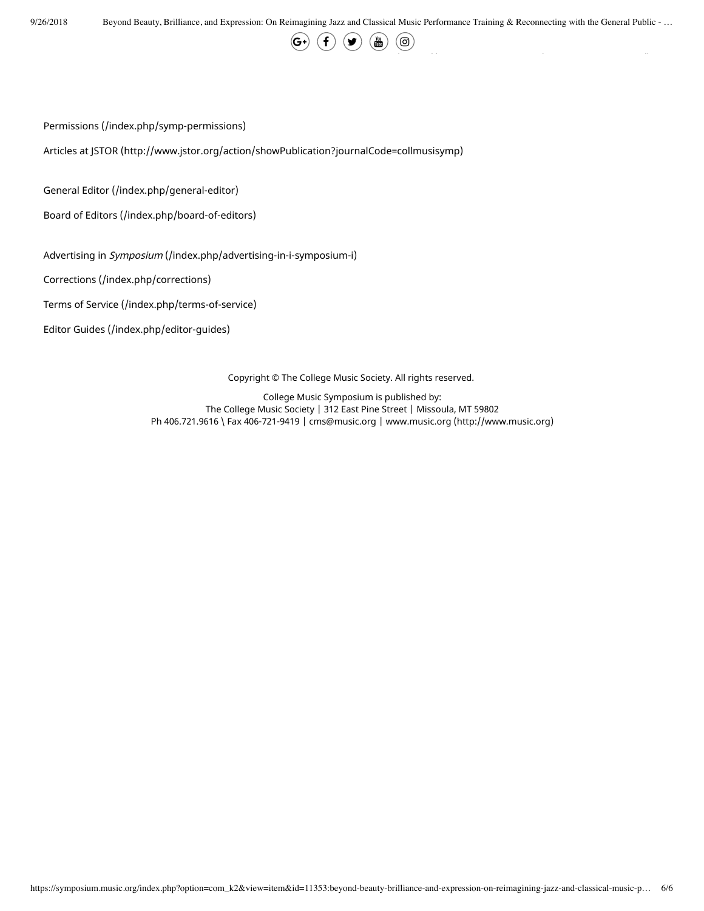Permissions (/index.php/symp-permissions)

Articles at JSTOR (http://www.jstor.org/action/showPublication?journalCode=collmusisymp)

General Editor (/index.php/general-editor)

Board of Editors (/index.php/board-of-editors)

Advertising in *Symposium* (/index.php/advertising-in-i-symposium-i)

Corrections (/index.php/corrections)

Terms of Service (/index.php/terms-of-service)

Editor Guides (/index.php/editor-guides)

Copyright © The College Music Society. All rights reserved.

College Music Symposium is published by:
The College Music Society | 312 East Pine Street | Missoula, MT 59802
Ph 406.721.9616 \ Fax 406-721-9419 | cms@music.org | www.music.org (http://www.music.org)